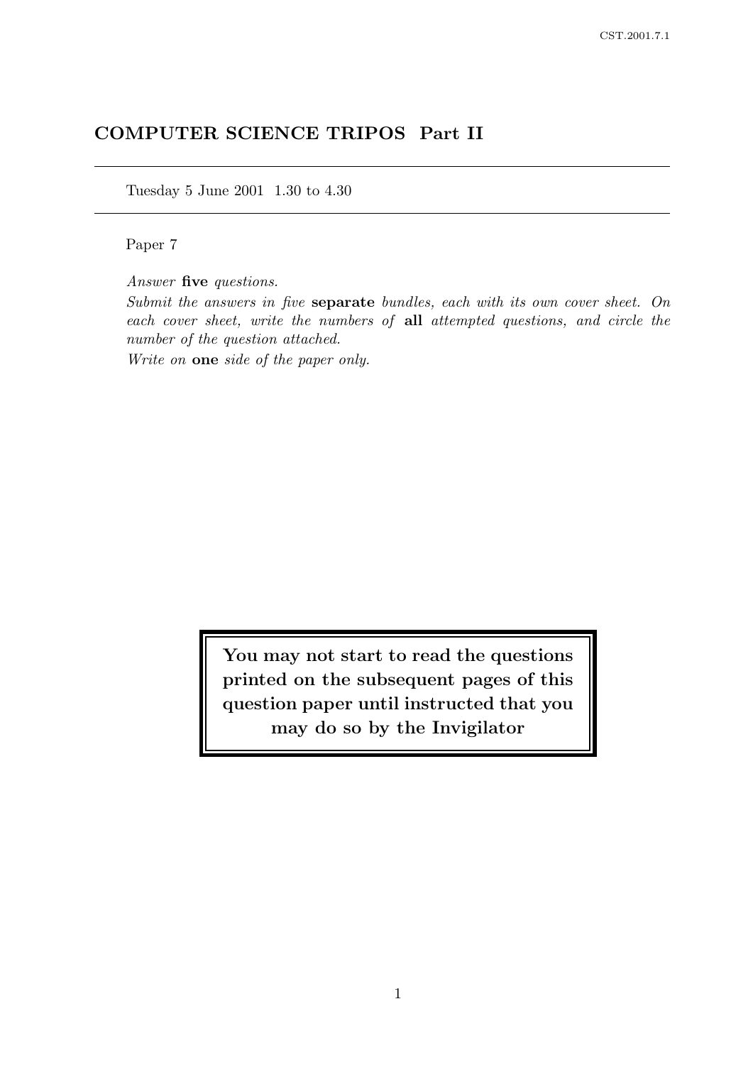# COMPUTER SCIENCE TRIPOS Part II

Tuesday 5 June 2001 1.30 to 4.30

Paper 7

*Answer* **five** *questions.*

*Submit the answers in five* **separate** *bundles, each with its own cover sheet. On each cover sheet, write the numbers of* **all** *attempted questions, and circle the number of the question attached.*

*Write on* **one** *side of the paper only.*

**You may not start to read the questions printed on the subsequent pages of this question paper until instructed that you may do so by the Invigilator**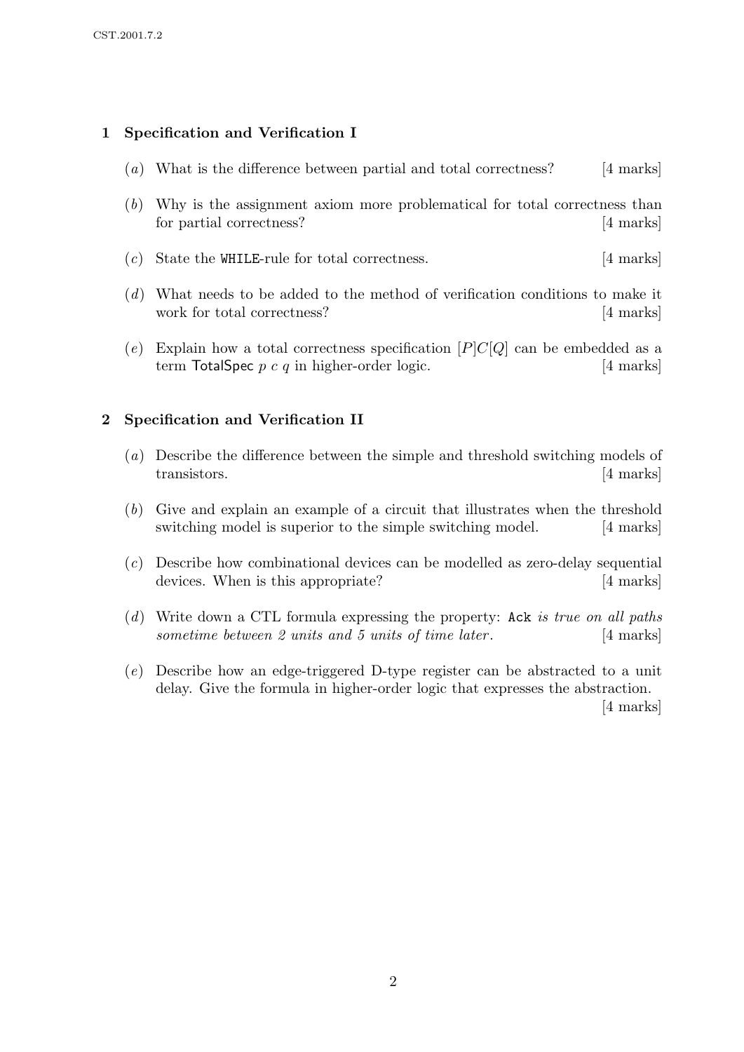## 1 Specification and Verification I

(*a*) What is the difference between partial and total correctness? [4 marks]

(*b*) Why is the assignment axiom more problematical for total correctness than for partial correctness? [4 marks]

(*c*) State the `WHILE`-rule for total correctness. [4 marks]

(*d*) What needs to be added to the method of verification conditions to make it work for total correctness? [4 marks]

(*e*) Explain how a total correctness specification $[P]C[Q]$ can be embedded as a term $\mathsf{TotalSpec}\ p\ c\ q$ in higher-order logic. [4 marks]

## 2 Specification and Verification II

(*a*) Describe the difference between the simple and threshold switching models of transistors. [4 marks]

(*b*) Give and explain an example of a circuit that illustrates when the threshold switching model is superior to the simple switching model. [4 marks]

(*c*) Describe how combinational devices can be modelled as zero-delay sequential devices. When is this appropriate? [4 marks]

(*d*) Write down a CTL formula expressing the property: `Ack` *is true on all paths sometime between 2 units and 5 units of time later*. [4 marks]

(*e*) Describe how an edge-triggered D-type register can be abstracted to a unit delay. Give the formula in higher-order logic that expresses the abstraction. [4 marks]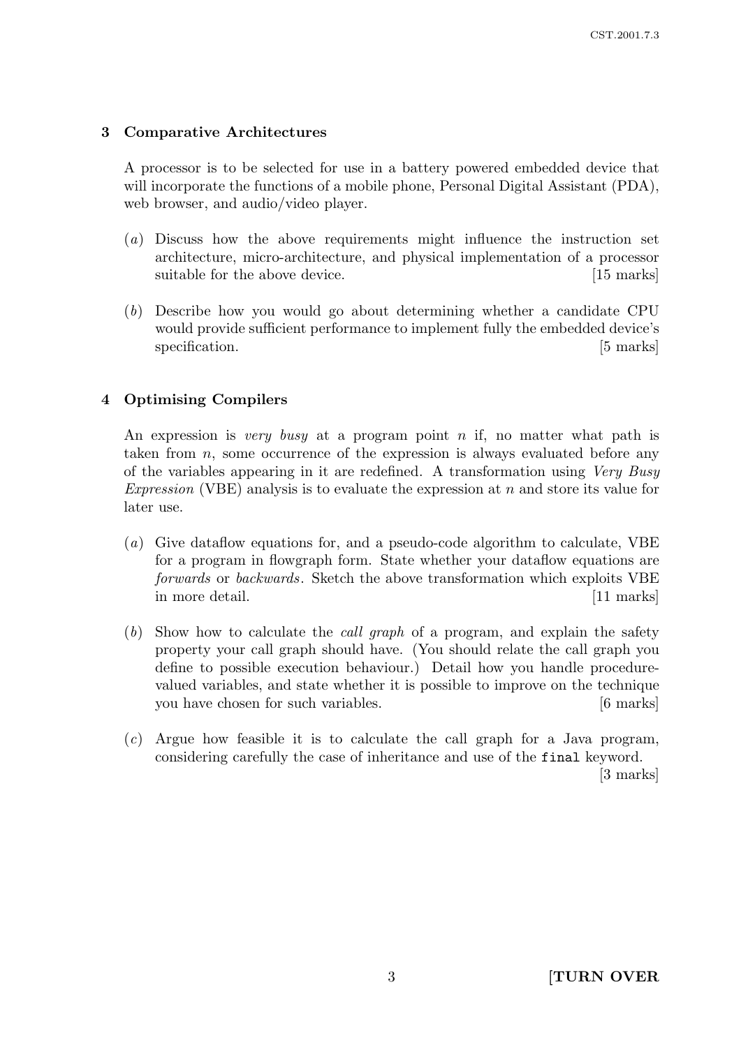## 3 Comparative Architectures

A processor is to be selected for use in a battery powered embedded device that will incorporate the functions of a mobile phone, Personal Digital Assistant (PDA), web browser, and audio/video player.

(*a*) Discuss how the above requirements might influence the instruction set architecture, micro-architecture, and physical implementation of a processor suitable for the above device. [15 marks]

(*b*) Describe how you would go about determining whether a candidate CPU would provide sufficient performance to implement fully the embedded device's specification. [5 marks]

## 4 Optimising Compilers

An expression is *very busy* at a program point $n$ if, no matter what path is taken from $n$, some occurrence of the expression is always evaluated before any of the variables appearing in it are redefined. A transformation using *Very Busy Expression* (VBE) analysis is to evaluate the expression at $n$ and store its value for later use.

(*a*) Give dataflow equations for, and a pseudo-code algorithm to calculate, VBE for a program in flowgraph form. State whether your dataflow equations are *forwards* or *backwards*. Sketch the above transformation which exploits VBE in more detail. [11 marks]

(*b*) Show how to calculate the *call graph* of a program, and explain the safety property your call graph should have. (You should relate the call graph you define to possible execution behaviour.) Detail how you handle procedure-valued variables, and state whether it is possible to improve on the technique you have chosen for such variables. [6 marks]

(*c*) Argue how feasible it is to calculate the call graph for a Java program, considering carefully the case of inheritance and use of the `final` keyword. [3 marks]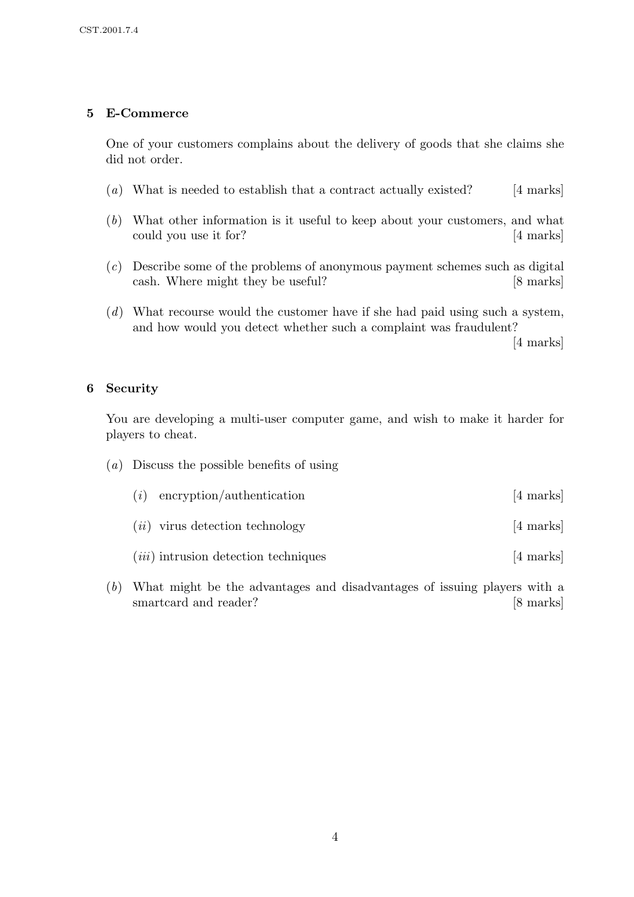## 5 E-Commerce

One of your customers complains about the delivery of goods that she claims she did not order.

(*a*) What is needed to establish that a contract actually existed? [4 marks]

(*b*) What other information is it useful to keep about your customers, and what could you use it for? [4 marks]

(*c*) Describe some of the problems of anonymous payment schemes such as digital cash. Where might they be useful? [8 marks]

(*d*) What recourse would the customer have if she had paid using such a system, and how would you detect whether such a complaint was fraudulent? [4 marks]

## 6 Security

You are developing a multi-user computer game, and wish to make it harder for players to cheat.

(*a*) Discuss the possible benefits of using

(*i*) encryption/authentication [4 marks]

(*ii*) virus detection technology [4 marks]

(*iii*) intrusion detection techniques [4 marks]

(*b*) What might be the advantages and disadvantages of issuing players with a smartcard and reader? [8 marks]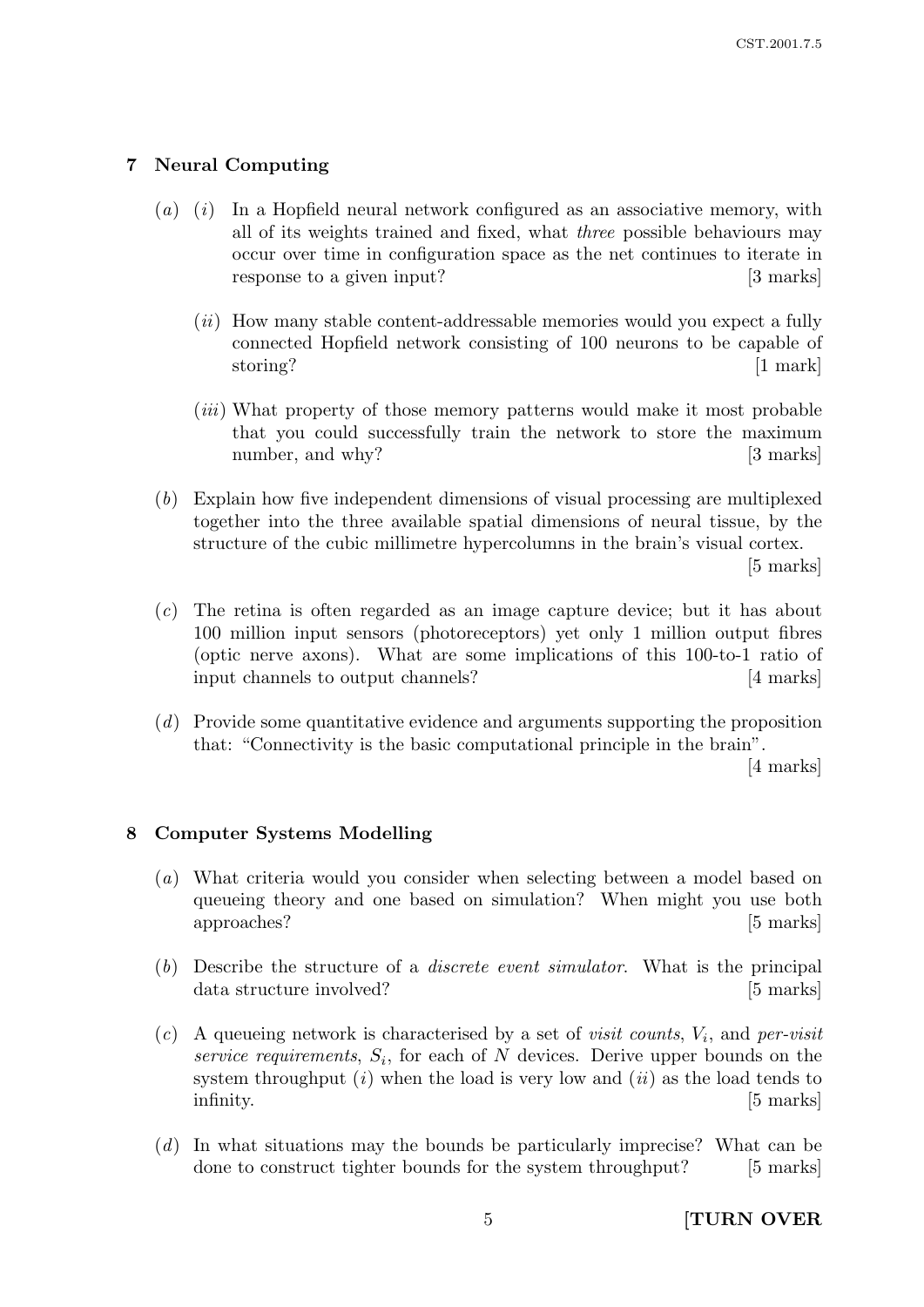## 7 Neural Computing

(*a*) (*i*) In a Hopfield neural network configured as an associative memory, with all of its weights trained and fixed, what *three* possible behaviours may occur over time in configuration space as the net continues to iterate in response to a given input? [3 marks]

(*ii*) How many stable content-addressable memories would you expect a fully connected Hopfield network consisting of 100 neurons to be capable of storing? [1 mark]

(*iii*) What property of those memory patterns would make it most probable that you could successfully train the network to store the maximum number, and why? [3 marks]

(*b*) Explain how five independent dimensions of visual processing are multiplexed together into the three available spatial dimensions of neural tissue, by the structure of the cubic millimetre hypercolumns in the brain's visual cortex. [5 marks]

(*c*) The retina is often regarded as an image capture device; but it has about 100 million input sensors (photoreceptors) yet only 1 million output fibres (optic nerve axons). What are some implications of this 100-to-1 ratio of input channels to output channels? [4 marks]

(*d*) Provide some quantitative evidence and arguments supporting the proposition that: "Connectivity is the basic computational principle in the brain". [4 marks]

## 8 Computer Systems Modelling

(*a*) What criteria would you consider when selecting between a model based on queueing theory and one based on simulation? When might you use both approaches? [5 marks]

(*b*) Describe the structure of a *discrete event simulator*. What is the principal data structure involved? [5 marks]

(*c*) A queueing network is characterised by a set of *visit counts*, $V_i$, and *per-visit service requirements*, $S_i$, for each of $N$ devices. Derive upper bounds on the system throughput (*i*) when the load is very low and (*ii*) as the load tends to infinity. [5 marks]

(*d*) In what situations may the bounds be particularly imprecise? What can be done to construct tighter bounds for the system throughput? [5 marks]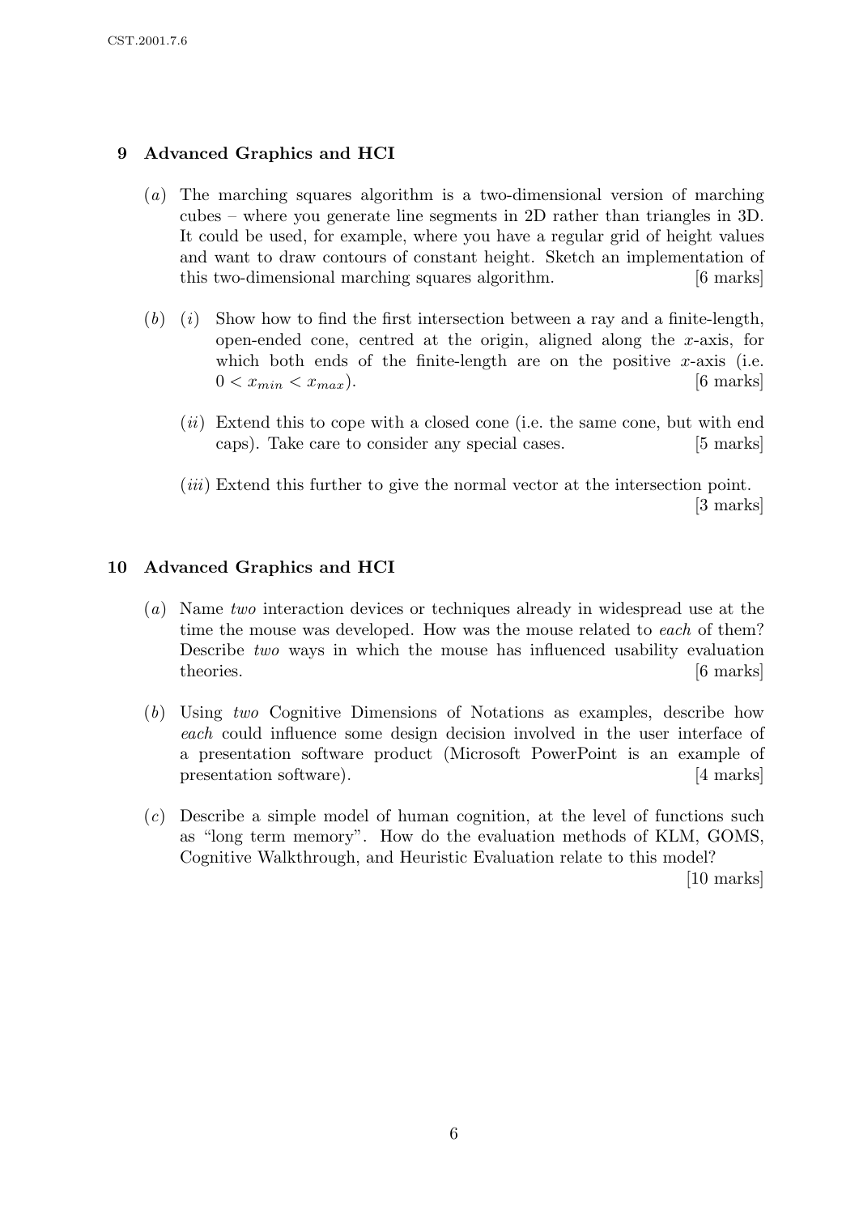## 9 Advanced Graphics and HCI

(*a*) The marching squares algorithm is a two-dimensional version of marching cubes – where you generate line segments in 2D rather than triangles in 3D. It could be used, for example, where you have a regular grid of height values and want to draw contours of constant height. Sketch an implementation of this two-dimensional marching squares algorithm. [6 marks]

(*b*) (*i*) Show how to find the first intersection between a ray and a finite-length, open-ended cone, centred at the origin, aligned along the *x*-axis, for which both ends of the finite-length are on the positive *x*-axis (i.e. $0 < x_{min} < x_{max}$). [6 marks]

(*ii*) Extend this to cope with a closed cone (i.e. the same cone, but with end caps). Take care to consider any special cases. [5 marks]

(*iii*) Extend this further to give the normal vector at the intersection point. [3 marks]

## 10 Advanced Graphics and HCI

(*a*) Name *two* interaction devices or techniques already in widespread use at the time the mouse was developed. How was the mouse related to *each* of them? Describe *two* ways in which the mouse has influenced usability evaluation theories. [6 marks]

(*b*) Using *two* Cognitive Dimensions of Notations as examples, describe how *each* could influence some design decision involved in the user interface of a presentation software product (Microsoft PowerPoint is an example of presentation software). [4 marks]

(*c*) Describe a simple model of human cognition, at the level of functions such as "long term memory". How do the evaluation methods of KLM, GOMS, Cognitive Walkthrough, and Heuristic Evaluation relate to this model? [10 marks]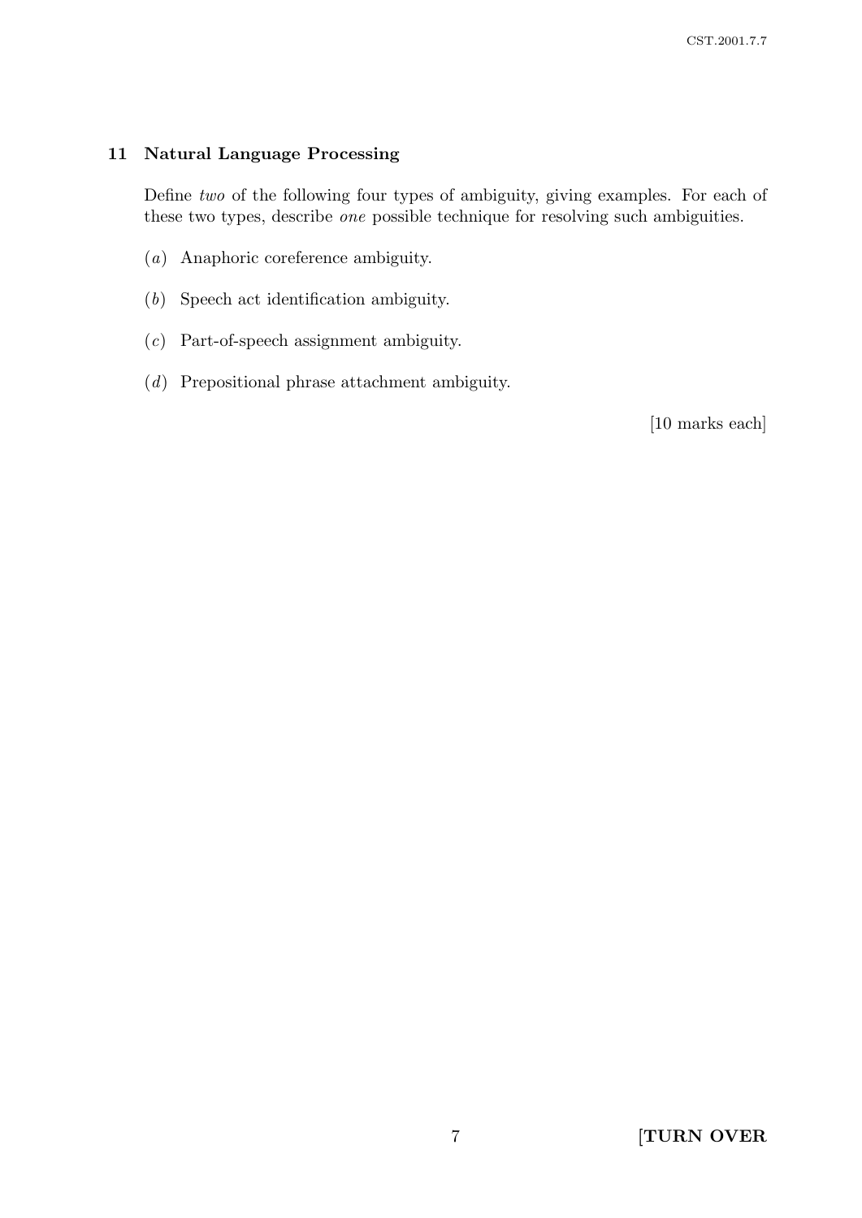## 11 Natural Language Processing

Define *two* of the following four types of ambiguity, giving examples. For each of these two types, describe *one* possible technique for resolving such ambiguities.

(*a*) Anaphoric coreference ambiguity.

(*b*) Speech act identification ambiguity.

(*c*) Part-of-speech assignment ambiguity.

(*d*) Prepositional phrase attachment ambiguity.

[10 marks each]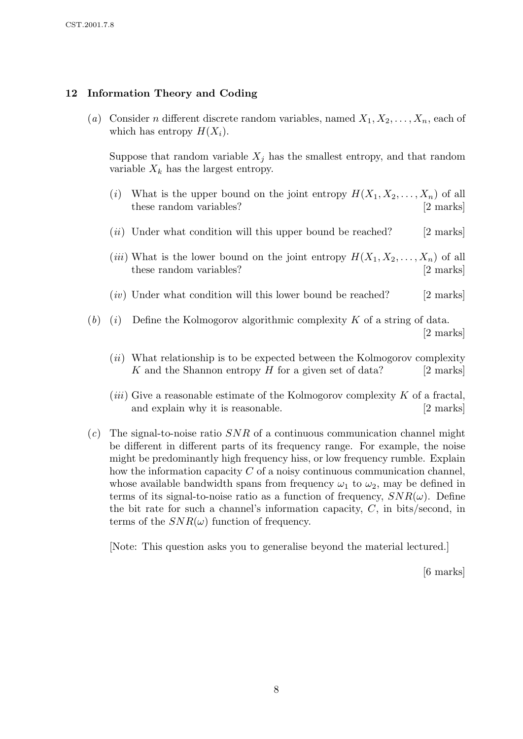## 12 Information Theory and Coding

(*a*) Consider $n$ different discrete random variables, named $X_1, X_2, \ldots, X_n$, each of which has entropy $H(X_i)$.

Suppose that random variable $X_j$ has the smallest entropy, and that random variable $X_k$ has the largest entropy.

(*i*) What is the upper bound on the joint entropy $H(X_1, X_2, \ldots, X_n)$ of all these random variables? [2 marks]

(*ii*) Under what condition will this upper bound be reached? [2 marks]

(*iii*) What is the lower bound on the joint entropy $H(X_1, X_2, \ldots, X_n)$ of all these random variables? [2 marks]

(*iv*) Under what condition will this lower bound be reached? [2 marks]

(*b*) (*i*) Define the Kolmogorov algorithmic complexity $K$ of a string of data. [2 marks]

(*ii*) What relationship is to be expected between the Kolmogorov complexity $K$ and the Shannon entropy $H$ for a given set of data? [2 marks]

(*iii*) Give a reasonable estimate of the Kolmogorov complexity $K$ of a fractal, and explain why it is reasonable. [2 marks]

(*c*) The signal-to-noise ratio $SNR$ of a continuous communication channel might be different in different parts of its frequency range. For example, the noise might be predominantly high frequency hiss, or low frequency rumble. Explain how the information capacity $C$ of a noisy continuous communication channel, whose available bandwidth spans from frequency $\omega_1$ to $\omega_2$, may be defined in terms of its signal-to-noise ratio as a function of frequency, $SNR(\omega)$. Define the bit rate for such a channel's information capacity, $C$, in bits/second, in terms of the $SNR(\omega)$ function of frequency.

[Note: This question asks you to generalise beyond the material lectured.]

[6 marks]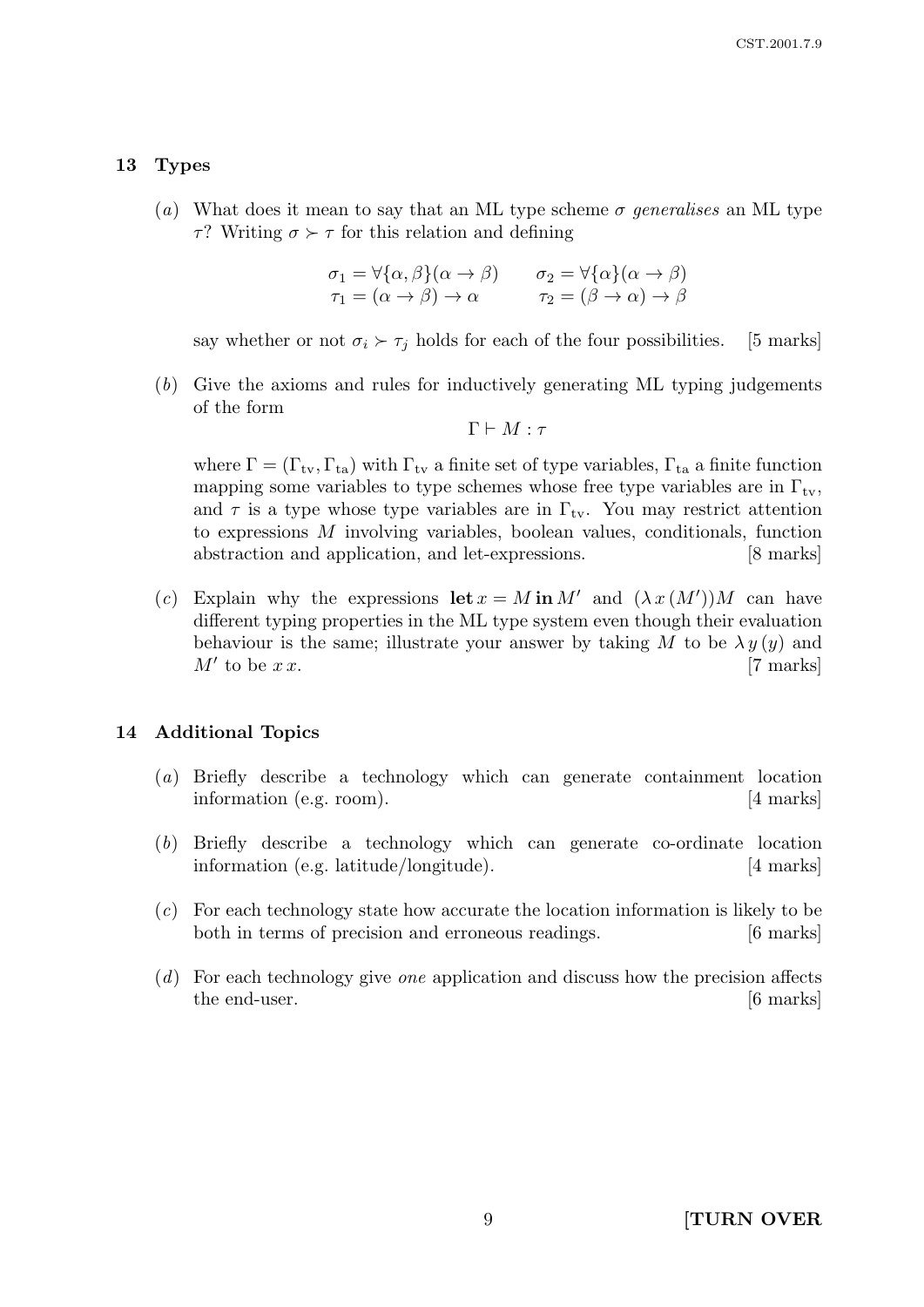## 13 Types

(*a*) What does it mean to say that an ML type scheme $\sigma$ *generalises* an ML type $\tau$? Writing $\sigma \succ \tau$ for this relation and defining

$$\sigma_1 = \forall\{\alpha, \beta\}(\alpha \to \beta) \qquad \sigma_2 = \forall\{\alpha\}(\alpha \to \beta)$$
$$\tau_1 = (\alpha \to \beta) \to \alpha \qquad \tau_2 = (\beta \to \alpha) \to \beta$$

say whether or not $\sigma_i \succ \tau_j$ holds for each of the four possibilities. [5 marks]

(*b*) Give the axioms and rules for inductively generating ML typing judgements of the form

$$\Gamma \vdash M : \tau$$

where $\Gamma = (\Gamma_{\text{tv}}, \Gamma_{\text{ta}})$ with $\Gamma_{\text{tv}}$ a finite set of type variables, $\Gamma_{\text{ta}}$ a finite function mapping some variables to type schemes whose free type variables are in $\Gamma_{\text{tv}}$, and $\tau$ is a type whose type variables are in $\Gamma_{\text{tv}}$. You may restrict attention to expressions $M$ involving variables, boolean values, conditionals, function abstraction and application, and let-expressions. [8 marks]

(*c*) Explain why the expressions $\mathbf{let}\, x = M \,\mathbf{in}\, M'$ and $(\lambda\, x\,(M'))M$ can have different typing properties in the ML type system even though their evaluation behaviour is the same; illustrate your answer by taking $M$ to be $\lambda\, y\,(y)$ and $M'$ to be $x\, x$. [7 marks]

## 14 Additional Topics

(*a*) Briefly describe a technology which can generate containment location information (e.g. room). [4 marks]

(*b*) Briefly describe a technology which can generate co-ordinate location information (e.g. latitude/longitude). [4 marks]

(*c*) For each technology state how accurate the location information is likely to be both in terms of precision and erroneous readings. [6 marks]

(*d*) For each technology give *one* application and discuss how the precision affects the end-user. [6 marks]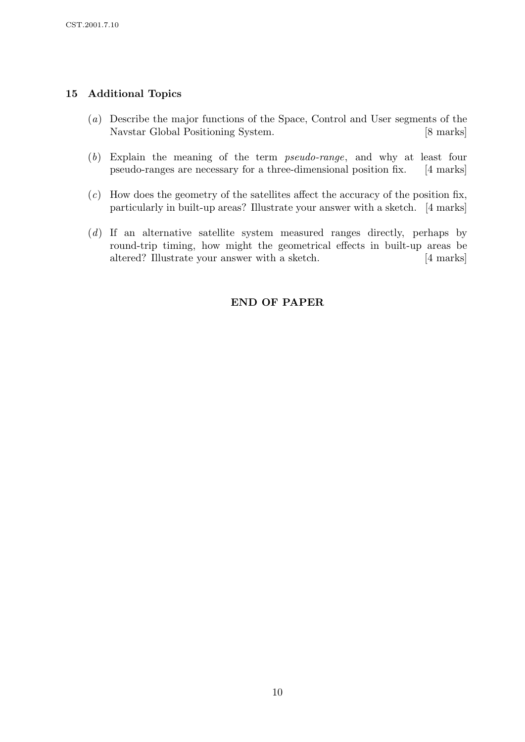## 15 Additional Topics

(*a*) Describe the major functions of the Space, Control and User segments of the Navstar Global Positioning System. [8 marks]

(*b*) Explain the meaning of the term *pseudo-range*, and why at least four pseudo-ranges are necessary for a three-dimensional position fix. [4 marks]

(*c*) How does the geometry of the satellites affect the accuracy of the position fix, particularly in built-up areas? Illustrate your answer with a sketch. [4 marks]

(*d*) If an alternative satellite system measured ranges directly, perhaps by round-trip timing, how might the geometrical effects in built-up areas be altered? Illustrate your answer with a sketch. [4 marks]

**END OF PAPER**